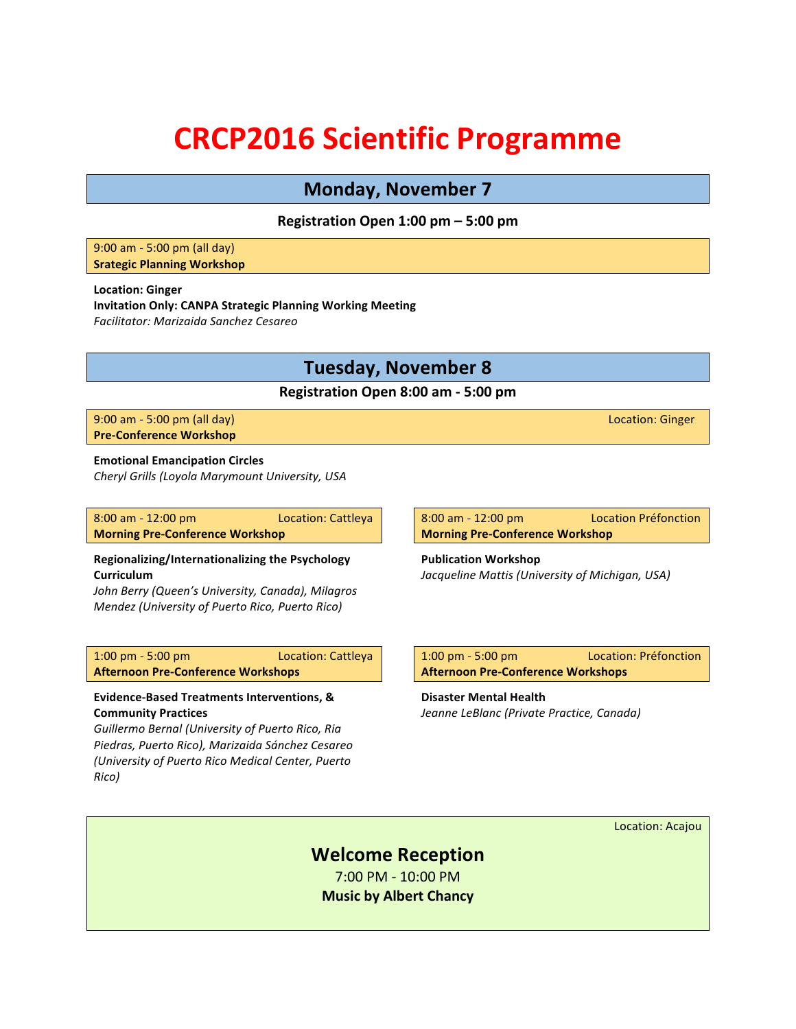# CRCP2016 Scientific Programme

## Monday, November 7

**Registration Open 1:00 pm – 5:00 pm**

9:00 am - 5:00 pm (all day)
**Srategic Planning Workshop**

**Location: Ginger**
**Invitation Only: CANPA Strategic Planning Working Meeting**
*Facilitator: Marizaida Sanchez Cesareo*

## Tuesday, November 8

**Registration Open 8:00 am - 5:00 pm**

9:00 am - 5:00 pm (all day) Location: Ginger
**Pre-Conference Workshop**

**Emotional Emancipation Circles**
*Cheryl Grills (Loyola Marymount University, USA*

8:00 am - 12:00 pm Location: Cattleya
**Morning Pre-Conference Workshop**

**Regionalizing/Internationalizing the Psychology Curriculum**
*John Berry (Queen's University, Canada), Milagros Mendez (University of Puerto Rico, Puerto Rico)*

8:00 am - 12:00 pm Location Préfonction
**Morning Pre-Conference Workshop**

**Publication Workshop**
*Jacqueline Mattis (University of Michigan, USA)*

1:00 pm - 5:00 pm Location: Cattleya
**Afternoon Pre-Conference Workshops**

**Evidence-Based Treatments Interventions, & Community Practices**
*Guillermo Bernal (University of Puerto Rico, Ria Piedras, Puerto Rico), Marizaida Sánchez Cesareo (University of Puerto Rico Medical Center, Puerto Rico)*

1:00 pm - 5:00 pm Location: Préfonction
**Afternoon Pre-Conference Workshops**

**Disaster Mental Health**
*Jeanne LeBlanc (Private Practice, Canada)*

Location: Acajou

### Welcome Reception

7:00 PM - 10:00 PM
**Music by Albert Chancy**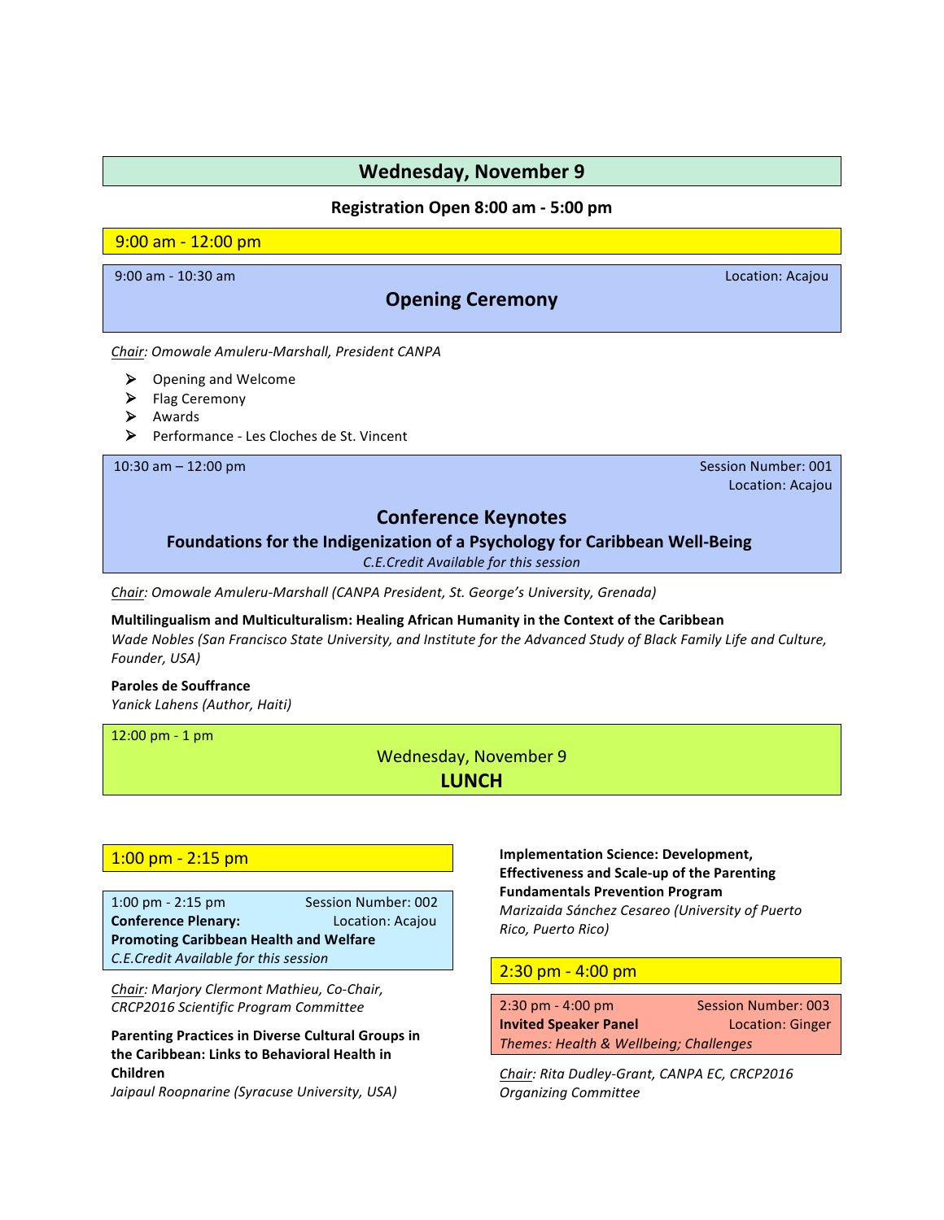## Wednesday, November 9

**Registration Open 8:00 am - 5:00 pm**

### 9:00 am - 12:00 pm

9:00 am - 10:30 am — Location: Acajou

#### Opening Ceremony

*Chair: Omowale Amuleru-Marshall, President CANPA*

- Opening and Welcome
- Flag Ceremony
- Awards
- Performance - Les Cloches de St. Vincent

10:30 am – 12:00 pm — Session Number: 001 — Location: Acajou

#### Conference Keynotes

**Foundations for the Indigenization of a Psychology for Caribbean Well-Being**

*C.E.Credit Available for this session*

*Chair: Omowale Amuleru-Marshall (CANPA President, St. George's University, Grenada)*

**Multilingualism and Multiculturalism: Healing African Humanity in the Context of the Caribbean**
*Wade Nobles (San Francisco State University, and Institute for the Advanced Study of Black Family Life and Culture, Founder, USA)*

**Paroles de Souffrance**
*Yanick Lahens (Author, Haiti)*

12:00 pm - 1 pm

Wednesday, November 9

**LUNCH**

### 1:00 pm - 2:15 pm

1:00 pm - 2:15 pm — Session Number: 002 — Location: Acajou

**Conference Plenary:**
**Promoting Caribbean Health and Welfare**
*C.E.Credit Available for this session*

*Chair: Marjory Clermont Mathieu, Co-Chair, CRCP2016 Scientific Program Committee*

**Parenting Practices in Diverse Cultural Groups in the Caribbean: Links to Behavioral Health in Children**
*Jaipaul Roopnarine (Syracuse University, USA)*

**Implementation Science: Development, Effectiveness and Scale-up of the Parenting Fundamentals Prevention Program**
*Marizaida Sánchez Cesareo (University of Puerto Rico, Puerto Rico)*

### 2:30 pm - 4:00 pm

2:30 pm - 4:00 pm — Session Number: 003 — Location: Ginger

**Invited Speaker Panel**
*Themes: Health & Wellbeing; Challenges*

*Chair: Rita Dudley-Grant, CANPA EC, CRCP2016 Organizing Committee*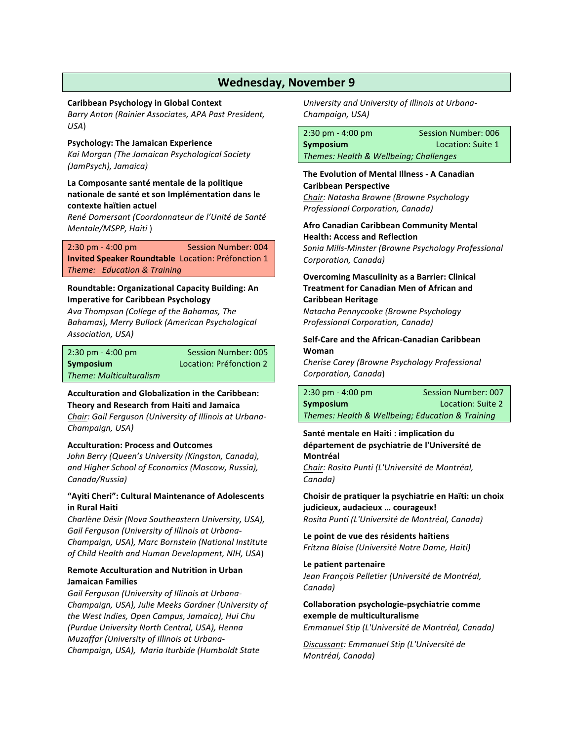## Wednesday, November 9

**Caribbean Psychology in Global Context**
*Barry Anton (Rainier Associates, APA Past President, USA)*

**Psychology: The Jamaican Experience**
*Kai Morgan (The Jamaican Psychological Society (JamPsych), Jamaica)*

**La Composante santé mentale de la politique nationale de santé et son Implémentation dans le contexte haïtien actuel**
*René Domersant (Coordonnateur de l'Unité de Santé Mentale/MSPP, Haiti )*

2:30 pm - 4:00 pm — Session Number: 004
**Invited Speaker Roundtable** — Location: Préfonction 1
*Theme: Education & Training*

**Roundtable: Organizational Capacity Building: An Imperative for Caribbean Psychology**
*Ava Thompson (College of the Bahamas, The Bahamas), Merry Bullock (American Psychological Association, USA)*

2:30 pm - 4:00 pm — Session Number: 005
**Symposium** — Location: Préfonction 2
*Theme: Multiculturalism*

**Acculturation and Globalization in the Caribbean: Theory and Research from Haiti and Jamaica**
Chair: *Gail Ferguson (University of Illinois at Urbana-Champaign, USA)*

**Acculturation: Process and Outcomes**
*John Berry (Queen's University (Kingston, Canada), and Higher School of Economics (Moscow, Russia), Canada/Russia)*

**"Ayiti Cheri": Cultural Maintenance of Adolescents in Rural Haiti**
*Charlène Désir (Nova Southeastern University, USA), Gail Ferguson (University of Illinois at Urbana-Champaign, USA), Marc Bornstein (National Institute of Child Health and Human Development, NIH, USA)*

**Remote Acculturation and Nutrition in Urban Jamaican Families**
*Gail Ferguson (University of Illinois at Urbana-Champaign, USA), Julie Meeks Gardner (University of the West Indies, Open Campus, Jamaica), Hui Chu (Purdue University North Central, USA), Henna Muzaffar (University of Illinois at Urbana-Champaign, USA), Maria Iturbide (Humboldt State University and University of Illinois at Urbana-Champaign, USA)*

2:30 pm - 4:00 pm — Session Number: 006
**Symposium** — Location: Suite 1
*Themes: Health & Wellbeing; Challenges*

**The Evolution of Mental Illness - A Canadian Caribbean Perspective**
Chair: *Natasha Browne (Browne Psychology Professional Corporation, Canada)*

**Afro Canadian Caribbean Community Mental Health: Access and Reflection**
*Sonia Mills-Minster (Browne Psychology Professional Corporation, Canada)*

**Overcoming Masculinity as a Barrier: Clinical Treatment for Canadian Men of African and Caribbean Heritage**
*Natacha Pennycooke (Browne Psychology Professional Corporation, Canada)*

**Self-Care and the African-Canadian Caribbean Woman**
*Cherise Carey (Browne Psychology Professional Corporation, Canada)*

2:30 pm - 4:00 pm — Session Number: 007
**Symposium** — Location: Suite 2
*Themes: Health & Wellbeing; Education & Training*

**Santé mentale en Haiti : implication du département de psychiatrie de l'Université de Montréal**
Chair: *Rosita Punti (L'Université de Montréal, Canada)*

**Choisir de pratiquer la psychiatrie en Haïti: un choix judicieux, audacieux … courageux!**
*Rosita Punti (L'Université de Montréal, Canada)*

**Le point de vue des résidents haïtiens**
*Fritzna Blaise (Université Notre Dame, Haiti)*

**Le patient partenaire**
*Jean François Pelletier (Université de Montréal, Canada)*

**Collaboration psychologie-psychiatrie comme exemple de multiculturalisme**
*Emmanuel Stip (L'Université de Montréal, Canada)*

Discussant: *Emmanuel Stip (L'Université de Montréal, Canada)*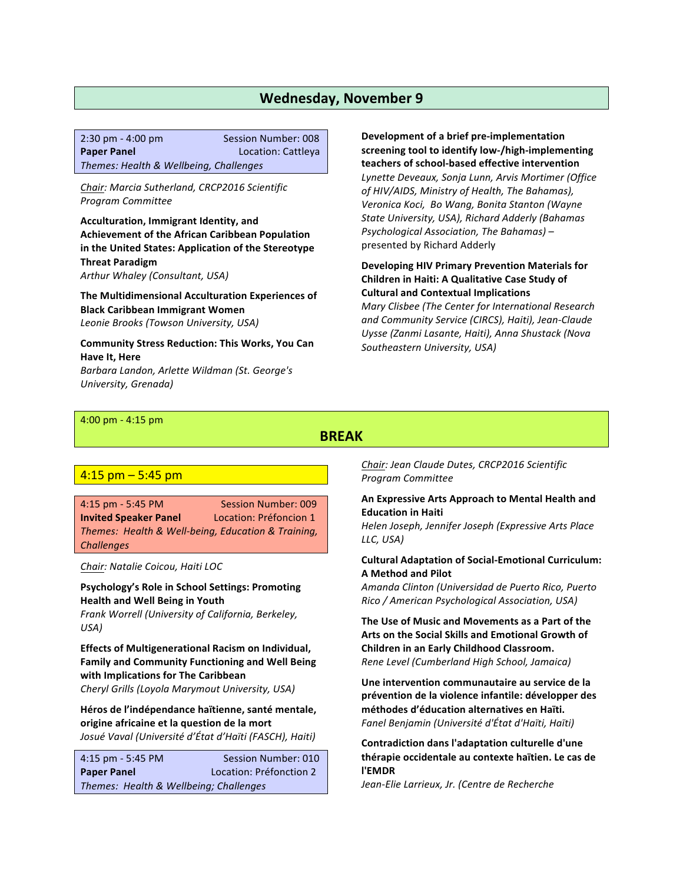## Wednesday, November 9

2:30 pm - 4:00 pm — Session Number: 008
**Paper Panel** — Location: Cattleya
*Themes: Health & Wellbeing, Challenges*

*Chair: Marcia Sutherland, CRCP2016 Scientific Program Committee*

**Acculturation, Immigrant Identity, and Achievement of the African Caribbean Population in the United States: Application of the Stereotype Threat Paradigm**
*Arthur Whaley (Consultant, USA)*

**The Multidimensional Acculturation Experiences of Black Caribbean Immigrant Women**
*Leonie Brooks (Towson University, USA)*

**Community Stress Reduction: This Works, You Can Have It, Here**
*Barbara Landon, Arlette Wildman (St. George's University, Grenada)*

**Development of a brief pre-implementation screening tool to identify low-/high-implementing teachers of school-based effective intervention**
*Lynette Deveaux, Sonja Lunn, Arvis Mortimer (Office of HIV/AIDS, Ministry of Health, The Bahamas), Veronica Koci, Bo Wang, Bonita Stanton (Wayne State University, USA), Richard Adderly (Bahamas Psychological Association, The Bahamas)* – presented by Richard Adderly

**Developing HIV Primary Prevention Materials for Children in Haiti: A Qualitative Case Study of Cultural and Contextual Implications**
*Mary Clisbee (The Center for International Research and Community Service (CIRCS), Haiti), Jean-Claude Uysse (Zanmi Lasante, Haiti), Anna Shustack (Nova Southeastern University, USA)*

4:00 pm - 4:15 pm

### BREAK

### 4:15 pm – 5:45 pm

4:15 pm - 5:45 PM — Session Number: 009
**Invited Speaker Panel** — Location: Préfoncion 1
*Themes: Health & Well-being, Education & Training, Challenges*

*Chair: Natalie Coicou, Haiti LOC*

**Psychology's Role in School Settings: Promoting Health and Well Being in Youth**
*Frank Worrell (University of California, Berkeley, USA)*

**Effects of Multigenerational Racism on Individual, Family and Community Functioning and Well Being with Implications for The Caribbean**
*Cheryl Grills (Loyola Marymout University, USA)*

**Héros de l'indépendance haïtienne, santé mentale, origine africaine et la question de la mort**
*Josué Vaval (Université d'État d'Haïti (FASCH), Haiti)*

4:15 pm - 5:45 PM — Session Number: 010
**Paper Panel** — Location: Préfonction 2
*Themes: Health & Wellbeing; Challenges*

*Chair: Jean Claude Dutes, CRCP2016 Scientific Program Committee*

**An Expressive Arts Approach to Mental Health and Education in Haiti**
*Helen Joseph, Jennifer Joseph (Expressive Arts Place LLC, USA)*

**Cultural Adaptation of Social-Emotional Curriculum: A Method and Pilot**
*Amanda Clinton (Universidad de Puerto Rico, Puerto Rico / American Psychological Association, USA)*

**The Use of Music and Movements as a Part of the Arts on the Social Skills and Emotional Growth of Children in an Early Childhood Classroom.**
*Rene Level (Cumberland High School, Jamaica)*

**Une intervention communautaire au service de la prévention de la violence infantile: développer des méthodes d'éducation alternatives en Haïti.**
*Fanel Benjamin (Université d'État d'Haïti, Haïti)*

**Contradiction dans l'adaptation culturelle d'une thérapie occidentale au contexte haïtien. Le cas de l'EMDR**
*Jean-Elie Larrieux, Jr. (Centre de Recherche*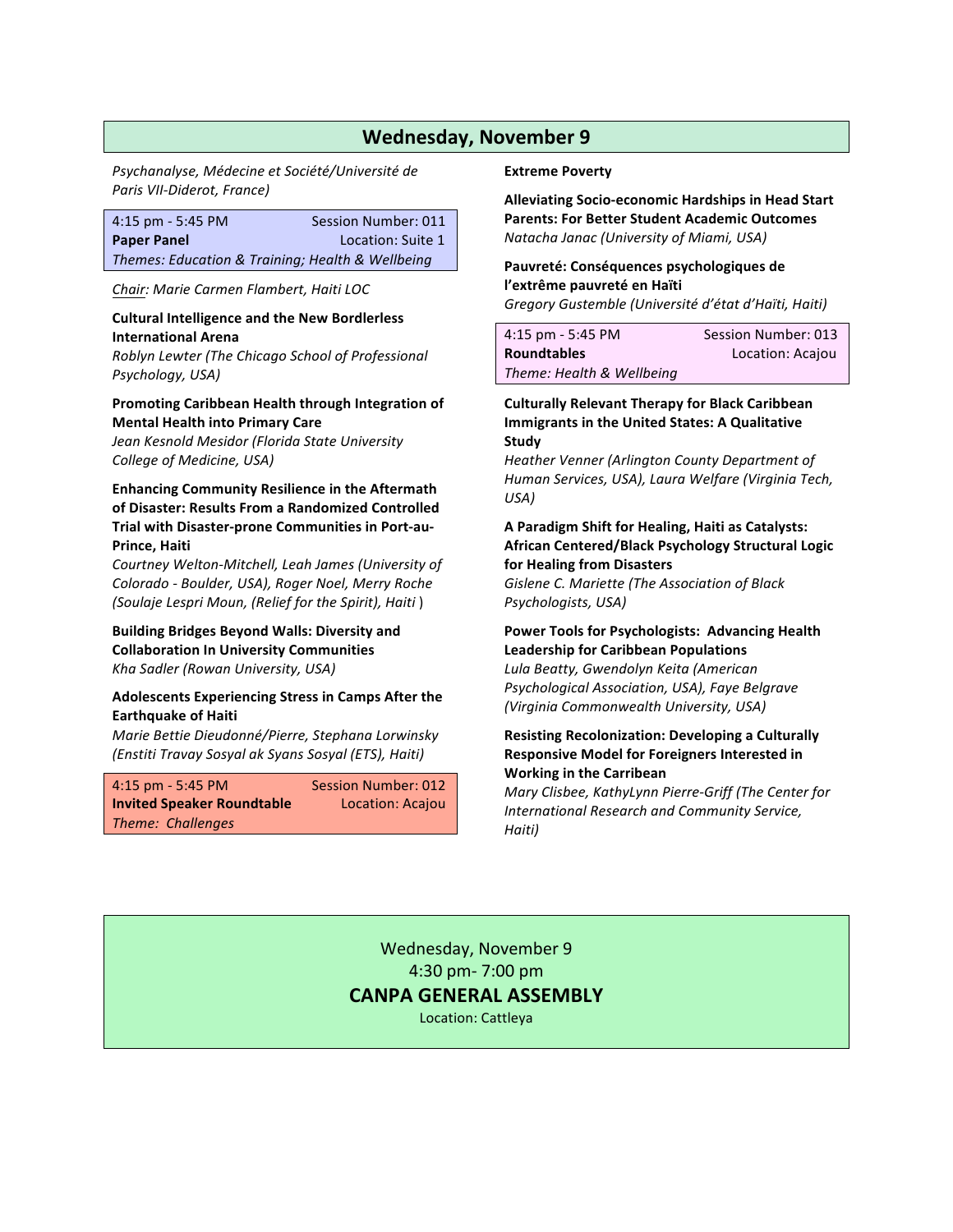## Wednesday, November 9

*Psychanalyse, Médecine et Société/Université de Paris VII-Diderot, France)*

| 4:15 pm - 5:45 PM | Session Number: 011 |
|---|---|
| **Paper Panel** | Location: Suite 1 |
| *Themes: Education & Training; Health & Wellbeing* | |

*Chair: Marie Carmen Flambert, Haiti LOC*

**Cultural Intelligence and the New Bordlerless International Arena**
*Roblyn Lewter (The Chicago School of Professional Psychology, USA)*

**Promoting Caribbean Health through Integration of Mental Health into Primary Care**
*Jean Kesnold Mesidor (Florida State University College of Medicine, USA)*

**Enhancing Community Resilience in the Aftermath of Disaster: Results From a Randomized Controlled Trial with Disaster-prone Communities in Port-au-Prince, Haiti**
*Courtney Welton-Mitchell, Leah James (University of Colorado - Boulder, USA), Roger Noel, Merry Roche (Soulaje Lespri Moun, (Relief for the Spirit), Haiti )*

**Building Bridges Beyond Walls: Diversity and Collaboration In University Communities**
*Kha Sadler (Rowan University, USA)*

**Adolescents Experiencing Stress in Camps After the Earthquake of Haiti**
*Marie Bettie Dieudonné/Pierre, Stephana Lorwinsky (Enstiti Travay Sosyal ak Syans Sosyal (ETS), Haiti)*

| 4:15 pm - 5:45 PM | Session Number: 012 |
|---|---|
| **Invited Speaker Roundtable** | Location: Acajou |
| *Theme: Challenges* | |

**Extreme Poverty**

**Alleviating Socio-economic Hardships in Head Start Parents: For Better Student Academic Outcomes**
*Natacha Janac (University of Miami, USA)*

**Pauvreté: Conséquences psychologiques de l'extrême pauvreté en Haïti**
*Gregory Gustemble (Université d'état d'Haïti, Haiti)*

| 4:15 pm - 5:45 PM | Session Number: 013 |
|---|---|
| **Roundtables** | Location: Acajou |
| *Theme: Health & Wellbeing* | |

**Culturally Relevant Therapy for Black Caribbean Immigrants in the United States: A Qualitative Study**
*Heather Venner (Arlington County Department of Human Services, USA), Laura Welfare (Virginia Tech, USA)*

**A Paradigm Shift for Healing, Haiti as Catalysts: African Centered/Black Psychology Structural Logic for Healing from Disasters**
*Gislene C. Mariette (The Association of Black Psychologists, USA)*

**Power Tools for Psychologists: Advancing Health Leadership for Caribbean Populations**
*Lula Beatty, Gwendolyn Keita (American Psychological Association, USA), Faye Belgrave (Virginia Commonwealth University, USA)*

**Resisting Recolonization: Developing a Culturally Responsive Model for Foreigners Interested in Working in the Carribean**
*Mary Clisbee, KathyLynn Pierre-Griff (The Center for International Research and Community Service, Haiti)*

Wednesday, November 9
4:30 pm- 7:00 pm
**CANPA GENERAL ASSEMBLY**
Location: Cattleya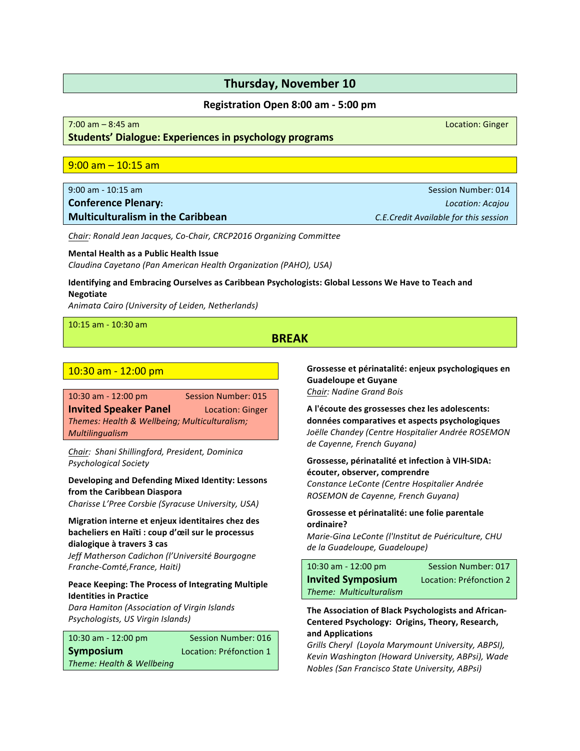# Thursday, November 10

**Registration Open 8:00 am - 5:00 pm**

7:00 am – 8:45 am Location: Ginger

**Students' Dialogue: Experiences in psychology programs**

## 9:00 am – 10:15 am

9:00 am - 10:15 am Session Number: 014

**Conference Plenary:** *Location: Acajou*

**Multiculturalism in the Caribbean** *C.E.Credit Available for this session*

Chair: *Ronald Jean Jacques, Co-Chair, CRCP2016 Organizing Committee*

**Mental Health as a Public Health Issue**
*Claudina Cayetano (Pan American Health Organization (PAHO), USA)*

**Identifying and Embracing Ourselves as Caribbean Psychologists: Global Lessons We Have to Teach and Negotiate**
*Animata Cairo (University of Leiden, Netherlands)*

10:15 am - 10:30 am

**BREAK**

## 10:30 am - 12:00 pm

10:30 am - 12:00 pm Session Number: 015

**Invited Speaker Panel** Location: Ginger

*Themes: Health & Wellbeing; Multiculturalism; Multilingualism*

Chair: *Shani Shillingford, President, Dominica Psychological Society*

**Developing and Defending Mixed Identity: Lessons from the Caribbean Diaspora**
*Charisse L'Pree Corsbie (Syracuse University, USA)*

**Migration interne et enjeux identitaires chez des bacheliers en Haïti : coup d'œil sur le processus dialogique à travers 3 cas**
*Jeff Matherson Cadichon (l'Université Bourgogne Franche-Comté,France, Haiti)*

**Peace Keeping: The Process of Integrating Multiple Identities in Practice**
*Dara Hamiton (Association of Virgin Islands Psychologists, US Virgin Islands)*

10:30 am - 12:00 pm Session Number: 016

**Symposium** Location: Préfonction 1

*Theme: Health & Wellbeing*

**Grossesse et périnatalité: enjeux psychologiques en Guadeloupe et Guyane**
Chair: *Nadine Grand Bois*

**A l'écoute des grossesses chez les adolescents: données comparatives et aspects psychologiques**
*Joëlle Chandey (Centre Hospitalier Andrée ROSEMON de Cayenne, French Guyana)*

**Grossesse, périnatalité et infection à VIH-SIDA: écouter, observer, comprendre**
*Constance LeConte (Centre Hospitalier Andrée ROSEMON de Cayenne, French Guyana)*

**Grossesse et périnatalité: une folie parentale ordinaire?**
*Marie-Gina LeConte (l'Institut de Puériculture, CHU de la Guadeloupe, Guadeloupe)*

10:30 am - 12:00 pm Session Number: 017

**Invited Symposium** Location: Préfonction 2

*Theme: Multiculturalism*

**The Association of Black Psychologists and African-Centered Psychology: Origins, Theory, Research, and Applications**
*Grills Cheryl (Loyola Marymount University, ABPSI), Kevin Washington (Howard University, ABPsi), Wade Nobles (San Francisco State University, ABPsi)*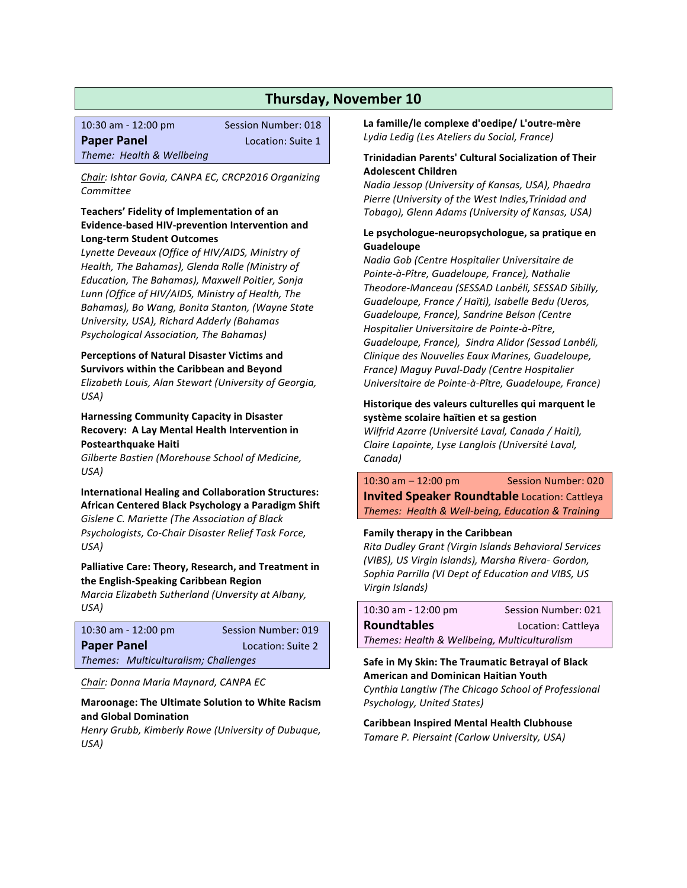## Thursday, November 10

10:30 am - 12:00 pm — Session Number: 018
**Paper Panel** — Location: Suite 1
*Theme: Health & Wellbeing*

*Chair: Ishtar Govia, CANPA EC, CRCP2016 Organizing Committee*

**Teachers' Fidelity of Implementation of an Evidence-based HIV-prevention Intervention and Long-term Student Outcomes**
*Lynette Deveaux (Office of HIV/AIDS, Ministry of Health, The Bahamas), Glenda Rolle (Ministry of Education, The Bahamas), Maxwell Poitier, Sonja Lunn (Office of HIV/AIDS, Ministry of Health, The Bahamas), Bo Wang, Bonita Stanton, (Wayne State University, USA), Richard Adderly (Bahamas Psychological Association, The Bahamas)*

**Perceptions of Natural Disaster Victims and Survivors within the Caribbean and Beyond**
*Elizabeth Louis, Alan Stewart (University of Georgia, USA)*

**Harnessing Community Capacity in Disaster Recovery: A Lay Mental Health Intervention in Postearthquake Haiti**
*Gilberte Bastien (Morehouse School of Medicine, USA)*

**International Healing and Collaboration Structures: African Centered Black Psychology a Paradigm Shift**
*Gislene C. Mariette (The Association of Black Psychologists, Co-Chair Disaster Relief Task Force, USA)*

**Palliative Care: Theory, Research, and Treatment in the English-Speaking Caribbean Region**
*Marcia Elizabeth Sutherland (Unversity at Albany, USA)*

10:30 am - 12:00 pm — Session Number: 019
**Paper Panel** — Location: Suite 2
*Themes: Multiculturalism; Challenges*

*Chair: Donna Maria Maynard, CANPA EC*

**Maroonage: The Ultimate Solution to White Racism and Global Domination**
*Henry Grubb, Kimberly Rowe (University of Dubuque, USA)*

**La famille/le complexe d'oedipe/ L'outre-mère**
*Lydia Ledig (Les Ateliers du Social, France)*

**Trinidadian Parents' Cultural Socialization of Their Adolescent Children**
*Nadia Jessop (University of Kansas, USA), Phaedra Pierre (University of the West Indies,Trinidad and Tobago), Glenn Adams (University of Kansas, USA)*

**Le psychologue-neuropsychologue, sa pratique en Guadeloupe**
*Nadia Gob (Centre Hospitalier Universitaire de Pointe-à-Pître, Guadeloupe, France), Nathalie Theodore-Manceau (SESSAD Lanbéli, SESSAD Sibilly, Guadeloupe, France / Haïti), Isabelle Bedu (Ueros, Guadeloupe, France), Sandrine Belson (Centre Hospitalier Universitaire de Pointe-à-Pître, Guadeloupe, France), Sindra Alidor (Sessad Lanbéli, Clinique des Nouvelles Eaux Marines, Guadeloupe, France) Maguy Puval-Dady (Centre Hospitalier Universitaire de Pointe-à-Pître, Guadeloupe, France)*

**Historique des valeurs culturelles qui marquent le système scolaire haïtien et sa gestion**
*Wilfrid Azarre (Université Laval, Canada / Haiti), Claire Lapointe, Lyse Langlois (Université Laval, Canada)*

10:30 am – 12:00 pm — Session Number: 020
**Invited Speaker Roundtable** — Location: Cattleya
*Themes: Health & Well-being, Education & Training*

**Family therapy in the Caribbean**
*Rita Dudley Grant (Virgin Islands Behavioral Services (VIBS), US Virgin Islands), Marsha Rivera- Gordon, Sophia Parrilla (VI Dept of Education and VIBS, US Virgin Islands)*

10:30 am - 12:00 pm — Session Number: 021
**Roundtables** — Location: Cattleya
*Themes: Health & Wellbeing, Multiculturalism*

**Safe in My Skin: The Traumatic Betrayal of Black American and Dominican Haitian Youth**
*Cynthia Langtiw (The Chicago School of Professional Psychology, United States)*

**Caribbean Inspired Mental Health Clubhouse**
*Tamare P. Piersaint (Carlow University, USA)*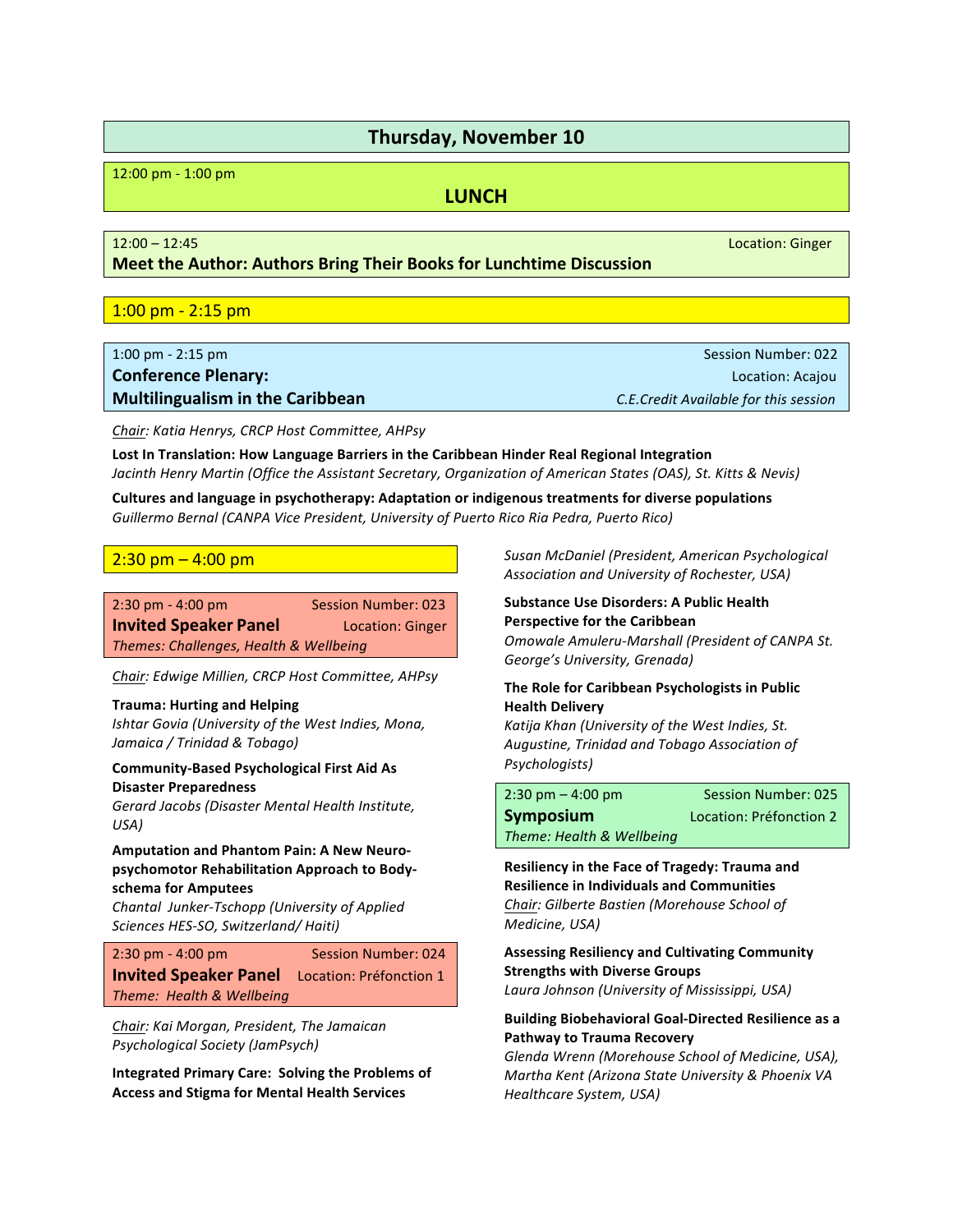## Thursday, November 10

12:00 pm - 1:00 pm

### LUNCH

12:00 – 12:45 — Location: Ginger

**Meet the Author: Authors Bring Their Books for Lunchtime Discussion**

### 1:00 pm - 2:15 pm

1:00 pm - 2:15 pm — Session Number: 022

**Conference Plenary:**
**Multilingualism in the Caribbean**

Location: Acajou

*C.E.Credit Available for this session*

*Chair: Katia Henrys, CRCP Host Committee, AHPsy*

**Lost In Translation: How Language Barriers in the Caribbean Hinder Real Regional Integration**
*Jacinth Henry Martin (Office the Assistant Secretary, Organization of American States (OAS), St. Kitts & Nevis)*

**Cultures and language in psychotherapy: Adaptation or indigenous treatments for diverse populations**
*Guillermo Bernal (CANPA Vice President, University of Puerto Rico Ria Pedra, Puerto Rico)*

### 2:30 pm – 4:00 pm

2:30 pm - 4:00 pm — Session Number: 023

**Invited Speaker Panel**

Location: Ginger

*Themes: Challenges, Health & Wellbeing*

*Chair: Edwige Millien, CRCP Host Committee, AHPsy*

**Trauma: Hurting and Helping**
*Ishtar Govia (University of the West Indies, Mona, Jamaica / Trinidad & Tobago)*

**Community-Based Psychological First Aid As Disaster Preparedness**
*Gerard Jacobs (Disaster Mental Health Institute, USA)*

**Amputation and Phantom Pain: A New Neuro-psychomotor Rehabilitation Approach to Body-schema for Amputees**
*Chantal Junker-Tschopp (University of Applied Sciences HES-SO, Switzerland/ Haiti)*

2:30 pm - 4:00 pm — Session Number: 024

**Invited Speaker Panel**

Location: Préfonction 1

*Theme: Health & Wellbeing*

*Chair: Kai Morgan, President, The Jamaican Psychological Society (JamPsych)*

**Integrated Primary Care: Solving the Problems of Access and Stigma for Mental Health Services**
*Susan McDaniel (President, American Psychological Association and University of Rochester, USA)*

**Substance Use Disorders: A Public Health Perspective for the Caribbean**
*Omowale Amuleru-Marshall (President of CANPA St. George's University, Grenada)*

**The Role for Caribbean Psychologists in Public Health Delivery**
*Katija Khan (University of the West Indies, St. Augustine, Trinidad and Tobago Association of Psychologists)*

2:30 pm – 4:00 pm — Session Number: 025

**Symposium**

Location: Préfonction 2

*Theme: Health & Wellbeing*

**Resiliency in the Face of Tragedy: Trauma and Resilience in Individuals and Communities**
*Chair: Gilberte Bastien (Morehouse School of Medicine, USA)*

**Assessing Resiliency and Cultivating Community Strengths with Diverse Groups**
*Laura Johnson (University of Mississippi, USA)*

**Building Biobehavioral Goal-Directed Resilience as a Pathway to Trauma Recovery**
*Glenda Wrenn (Morehouse School of Medicine, USA), Martha Kent (Arizona State University & Phoenix VA Healthcare System, USA)*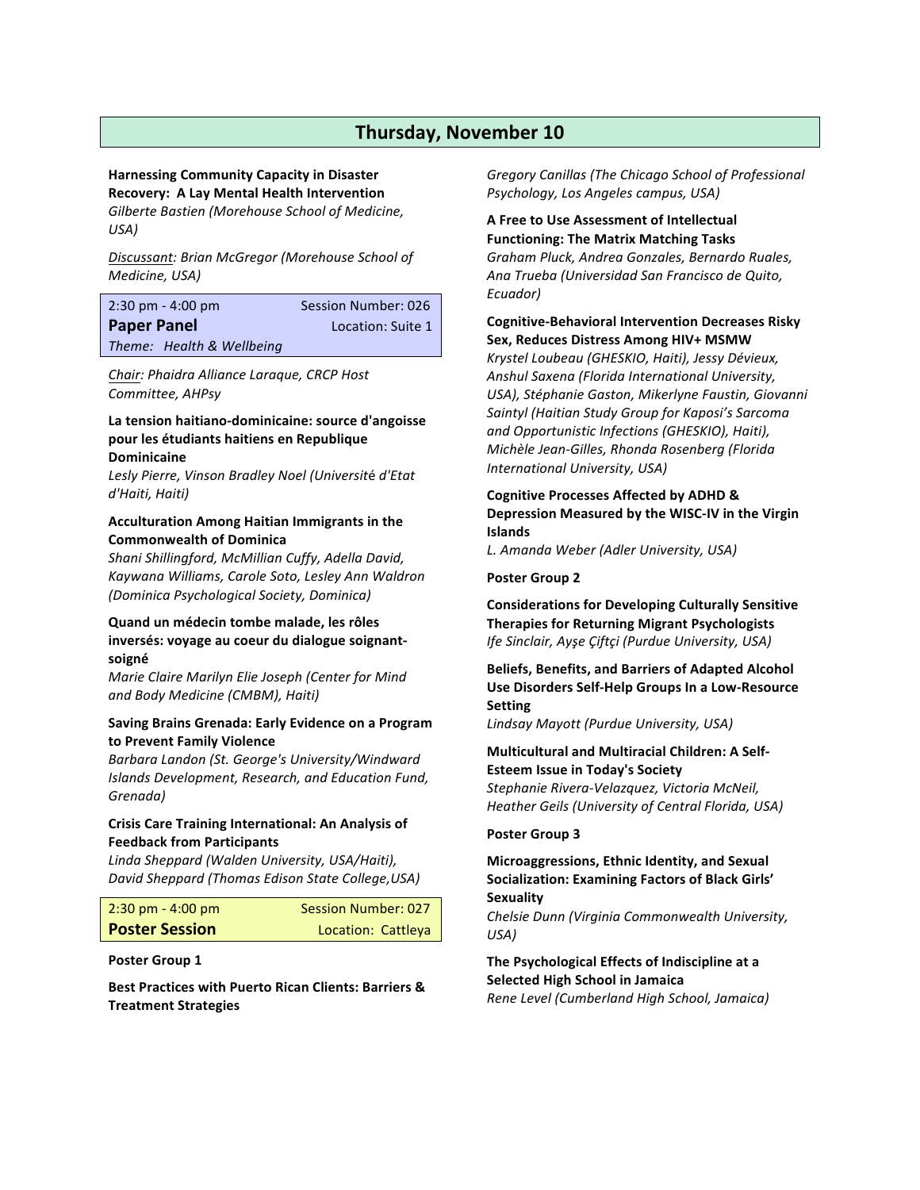## Thursday, November 10

**Harnessing Community Capacity in Disaster Recovery: A Lay Mental Health Intervention**
*Gilberte Bastien (Morehouse School of Medicine, USA)*

*Discussant: Brian McGregor (Morehouse School of Medicine, USA)*

| 2:30 pm - 4:00 pm | Session Number: 026 |
|---|---|
| **Paper Panel** | Location: Suite 1 |
| *Theme: Health & Wellbeing* | |

*Chair: Phaidra Alliance Laraque, CRCP Host Committee, AHPsy*

**La tension haitiano-dominicaine: source d'angoisse pour les étudiants haitiens en Republique Dominicaine**
*Lesly Pierre, Vinson Bradley Noel (Université d'Etat d'Haiti, Haiti)*

**Acculturation Among Haitian Immigrants in the Commonwealth of Dominica**
*Shani Shillingford, McMillian Cuffy, Adella David, Kaywana Williams, Carole Soto, Lesley Ann Waldron (Dominica Psychological Society, Dominica)*

**Quand un médecin tombe malade, les rôles inversés: voyage au coeur du dialogue soignant-soigné**
*Marie Claire Marilyn Elie Joseph (Center for Mind and Body Medicine (CMBM), Haiti)*

**Saving Brains Grenada: Early Evidence on a Program to Prevent Family Violence**
*Barbara Landon (St. George's University/Windward Islands Development, Research, and Education Fund, Grenada)*

**Crisis Care Training International: An Analysis of Feedback from Participants**
*Linda Sheppard (Walden University, USA/Haiti), David Sheppard (Thomas Edison State College,USA)*

| 2:30 pm - 4:00 pm | Session Number: 027 |
|---|---|
| **Poster Session** | Location: Cattleya |

**Poster Group 1**

**Best Practices with Puerto Rican Clients: Barriers & Treatment Strategies**
*Gregory Canillas (The Chicago School of Professional Psychology, Los Angeles campus, USA)*

**A Free to Use Assessment of Intellectual Functioning: The Matrix Matching Tasks**
*Graham Pluck, Andrea Gonzales, Bernardo Ruales, Ana Trueba (Universidad San Francisco de Quito, Ecuador)*

**Cognitive-Behavioral Intervention Decreases Risky Sex, Reduces Distress Among HIV+ MSMW**
*Krystel Loubeau (GHESKIO, Haiti), Jessy Dévieux, Anshul Saxena (Florida International University, USA), Stéphanie Gaston, Mikerlyne Faustin, Giovanni Saintyl (Haitian Study Group for Kaposi's Sarcoma and Opportunistic Infections (GHESKIO), Haiti), Michèle Jean-Gilles, Rhonda Rosenberg (Florida International University, USA)*

**Cognitive Processes Affected by ADHD & Depression Measured by the WISC-IV in the Virgin Islands**
*L. Amanda Weber (Adler University, USA)*

**Poster Group 2**

**Considerations for Developing Culturally Sensitive Therapies for Returning Migrant Psychologists**
*Ife Sinclair, Ayşe Çiftçi (Purdue University, USA)*

**Beliefs, Benefits, and Barriers of Adapted Alcohol Use Disorders Self-Help Groups In a Low-Resource Setting**
*Lindsay Mayott (Purdue University, USA)*

**Multicultural and Multiracial Children: A Self-Esteem Issue in Today's Society**
*Stephanie Rivera-Velazquez, Victoria McNeil, Heather Geils (University of Central Florida, USA)*

**Poster Group 3**

**Microaggressions, Ethnic Identity, and Sexual Socialization: Examining Factors of Black Girls' Sexuality**
*Chelsie Dunn (Virginia Commonwealth University, USA)*

**The Psychological Effects of Indiscipline at a Selected High School in Jamaica**
*Rene Level (Cumberland High School, Jamaica)*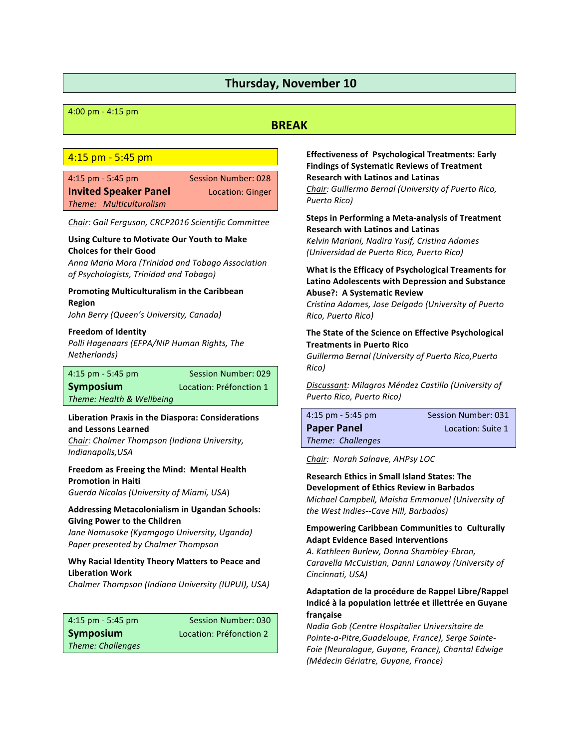## Thursday, November 10

4:00 pm - 4:15 pm

**BREAK**

### 4:15 pm - 5:45 pm

4:15 pm - 5:45 pm — Session Number: 028
**Invited Speaker Panel** — Location: Ginger
*Theme: Multiculturalism*

*Chair: Gail Ferguson, CRCP2016 Scientific Committee*

**Using Culture to Motivate Our Youth to Make Choices for their Good**
*Anna Maria Mora (Trinidad and Tobago Association of Psychologists, Trinidad and Tobago)*

**Promoting Multiculturalism in the Caribbean Region**
*John Berry (Queen's University, Canada)*

**Freedom of Identity**
*Polli Hagenaars (EFPA/NIP Human Rights, The Netherlands)*

4:15 pm - 5:45 pm — Session Number: 029
**Symposium** — Location: Préfonction 1
*Theme: Health & Wellbeing*

**Liberation Praxis in the Diaspora: Considerations and Lessons Learned**
*Chair: Chalmer Thompson (Indiana University, Indianapolis,USA*

**Freedom as Freeing the Mind: Mental Health Promotion in Haiti**
*Guerda Nicolas (University of Miami, USA)*

**Addressing Metacolonialism in Ugandan Schools: Giving Power to the Children**
*Jane Namusoke (Kyamgogo University, Uganda)*
*Paper presented by Chalmer Thompson*

**Why Racial Identity Theory Matters to Peace and Liberation Work**
*Chalmer Thompson (Indiana University (IUPUI), USA)*

4:15 pm - 5:45 pm — Session Number: 030
**Symposium** — Location: Préfonction 2
*Theme: Challenges*

**Effectiveness of Psychological Treatments: Early Findings of Systematic Reviews of Treatment Research with Latinos and Latinas**
*Chair: Guillermo Bernal (University of Puerto Rico, Puerto Rico)*

**Steps in Performing a Meta-analysis of Treatment Research with Latinos and Latinas**
*Kelvin Mariani, Nadira Yusif, Cristina Adames (Universidad de Puerto Rico, Puerto Rico)*

**What is the Efficacy of Psychological Treaments for Latino Adolescents with Depression and Substance Abuse?: A Systematic Review**
*Cristina Adames, Jose Delgado (University of Puerto Rico, Puerto Rico)*

**The State of the Science on Effective Psychological Treatments in Puerto Rico**
*Guillermo Bernal (University of Puerto Rico,Puerto Rico)*

*Discussant: Milagros Méndez Castillo (University of Puerto Rico, Puerto Rico)*

4:15 pm - 5:45 pm — Session Number: 031
**Paper Panel** — Location: Suite 1
*Theme: Challenges*

*Chair: Norah Salnave, AHPsy LOC*

**Research Ethics in Small Island States: The Development of Ethics Review in Barbados**
*Michael Campbell, Maisha Emmanuel (University of the West Indies--Cave Hill, Barbados)*

**Empowering Caribbean Communities to Culturally Adapt Evidence Based Interventions**
*A. Kathleen Burlew, Donna Shambley-Ebron, Caravella McCuistian, Danni Lanaway (University of Cincinnati, USA)*

**Adaptation de la procédure de Rappel Libre/Rappel Indicé à la population lettrée et illettrée en Guyane française**
*Nadia Gob (Centre Hospitalier Universitaire de Pointe-a-Pitre,Guadeloupe, France), Serge Sainte-Foie (Neurologue, Guyane, France), Chantal Edwige (Médecin Gériatre, Guyane, France)*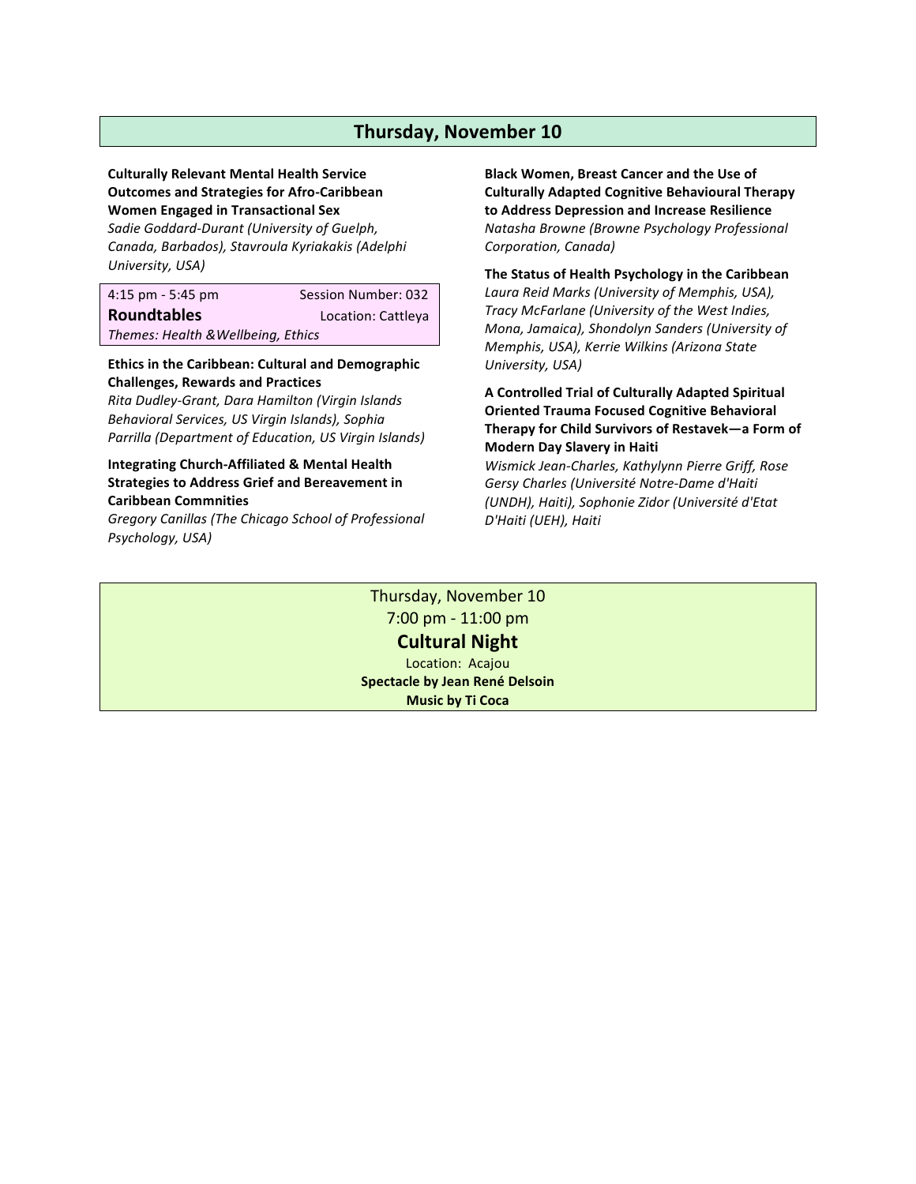## Thursday, November 10

**Culturally Relevant Mental Health Service Outcomes and Strategies for Afro-Caribbean Women Engaged in Transactional Sex**
*Sadie Goddard-Durant (University of Guelph, Canada, Barbados), Stavroula Kyriakakis (Adelphi University, USA)*

| 4:15 pm - 5:45 pm | Session Number: 032 |
|---|---|
| **Roundtables** | Location: Cattleya |
| *Themes: Health &Wellbeing, Ethics* | |

**Ethics in the Caribbean: Cultural and Demographic Challenges, Rewards and Practices**
*Rita Dudley-Grant, Dara Hamilton (Virgin Islands Behavioral Services, US Virgin Islands), Sophia Parrilla (Department of Education, US Virgin Islands)*

**Integrating Church-Affiliated & Mental Health Strategies to Address Grief and Bereavement in Caribbean Commnities**
*Gregory Canillas (The Chicago School of Professional Psychology, USA)*

**Black Women, Breast Cancer and the Use of Culturally Adapted Cognitive Behavioural Therapy to Address Depression and Increase Resilience**
*Natasha Browne (Browne Psychology Professional Corporation, Canada)*

**The Status of Health Psychology in the Caribbean**
*Laura Reid Marks (University of Memphis, USA), Tracy McFarlane (University of the West Indies, Mona, Jamaica), Shondolyn Sanders (University of Memphis, USA), Kerrie Wilkins (Arizona State University, USA)*

**A Controlled Trial of Culturally Adapted Spiritual Oriented Trauma Focused Cognitive Behavioral Therapy for Child Survivors of Restavek—a Form of Modern Day Slavery in Haiti**
*Wismick Jean-Charles, Kathylynn Pierre Griff, Rose Gersy Charles (Université Notre-Dame d'Haiti (UNDH), Haiti), Sophonie Zidor (Université d'Etat D'Haiti (UEH), Haiti*

Thursday, November 10

7:00 pm - 11:00 pm

**Cultural Night**

Location: Acajou

**Spectacle by Jean René Delsoin**

**Music by Ti Coca**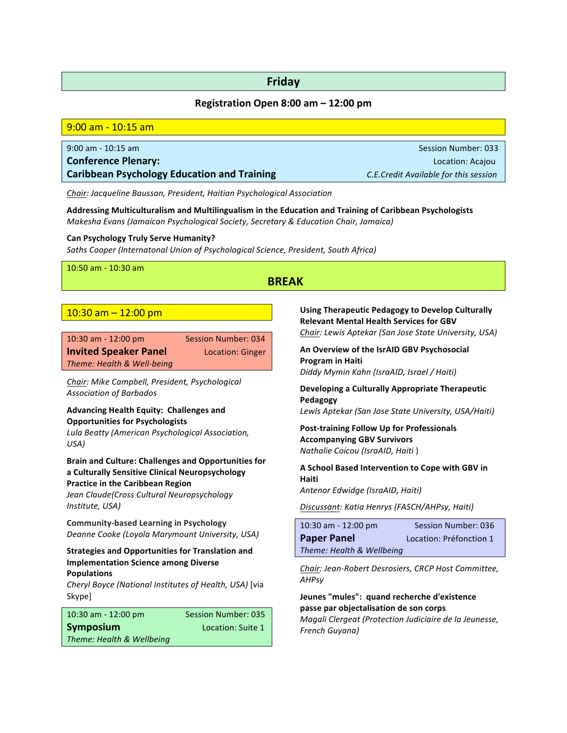## Friday

**Registration Open 8:00 am – 12:00 pm**

### 9:00 am - 10:15 am

9:00 am - 10:15 am
Session Number: 033
**Conference Plenary:**
**Caribbean Psychology Education and Training**
Location: Acajou
*C.E.Credit Available for this session*

*Chair: Jacqueline Baussan, President, Haitian Psychological Association*

**Addressing Multiculturalism and Multilingualism in the Education and Training of Caribbean Psychologists**
*Makesha Evans (Jamaican Psychological Society, Secretary & Education Chair, Jamaica)*

**Can Psychology Truly Serve Humanity?**
*Saths Cooper (Internatonal Union of Psychological Science, President, South Africa)*

10:50 am - 10:30 am
**BREAK**

### 10:30 am – 12:00 pm

10:30 am - 12:00 pm
Session Number: 034
**Invited Speaker Panel**
Location: Ginger
*Theme: Health & Well-being*

*Chair: Mike Campbell, President, Psychological Association of Barbados*

**Advancing Health Equity: Challenges and Opportunities for Psychologists**
*Lula Beatty (American Psychological Association, USA)*

**Brain and Culture: Challenges and Opportunities for a Culturally Sensitive Clinical Neuropsychology Practice in the Caribbean Region**
*Jean Claude(Cross Cultural Neuropsychology Institute, USA)*

**Community-based Learning in Psychology**
*Deanne Cooke (Loyola Marymount University, USA)*

**Strategies and Opportunities for Translation and Implementation Science among Diverse Populations**
*Cheryl Boyce (National Institutes of Health, USA)* [via Skype]

10:30 am - 12:00 pm
Session Number: 035
**Symposium**
Location: Suite 1
*Theme: Health & Wellbeing*

**Using Therapeutic Pedagogy to Develop Culturally Relevant Mental Health Services for GBV**
*Chair: Lewis Aptekar (San Jose State University, USA)*

**An Overview of the IsrAID GBV Psychosocial Program in Haiti**
*Diddy Mymin Kahn (IsraAID, Israel / Haiti)*

**Developing a Culturally Appropriate Therapeutic Pedagogy**
*Lewis Aptekar (San Jose State University, USA/Haiti)*

**Post-training Follow Up for Professionals Accompanying GBV Survivors**
*Nathalie Coicou (IsraAID, Haiti )*

**A School Based Intervention to Cope with GBV in Haiti**
*Antenor Edwidge (IsraAID, Haiti)*

*Discussant: Katia Henrys (FASCH/AHPsy, Haiti)*

10:30 am - 12:00 pm
Session Number: 036
**Paper Panel**
Location: Préfonction 1
*Theme: Health & Wellbeing*

*Chair: Jean-Robert Desrosiers, CRCP Host Committee, AHPsy*

**Jeunes "mules": quand recherche d'existence passe par objectalisation de son corps**
*Magali Clergeat (Protection Judiciaire de la Jeunesse, French Guyana)*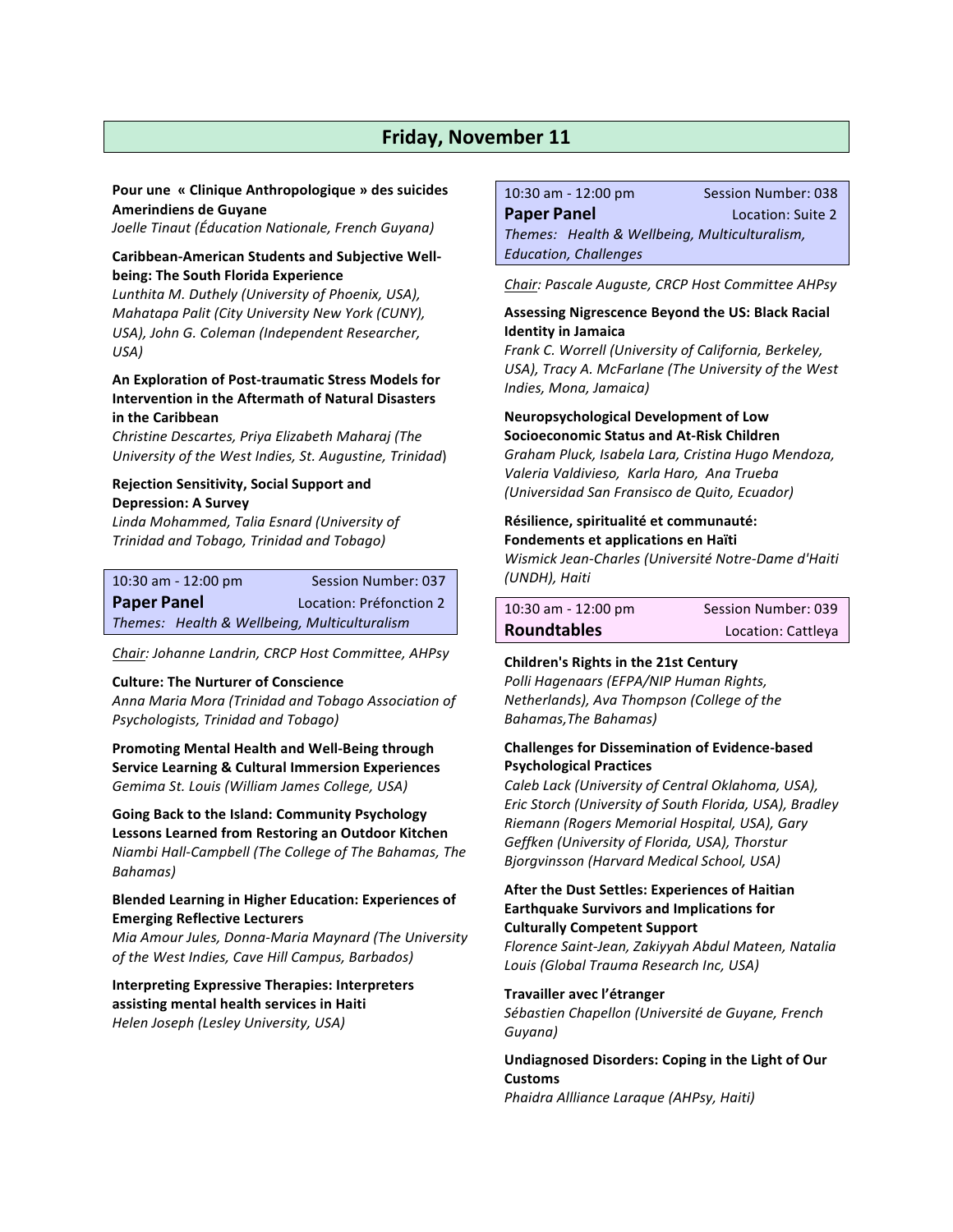## Friday, November 11

**Pour une « Clinique Anthropologique » des suicides Amerindiens de Guyane**
*Joelle Tinaut (Éducation Nationale, French Guyana)*

**Caribbean-American Students and Subjective Well-being: The South Florida Experience**
*Lunthita M. Duthely (University of Phoenix, USA), Mahatapa Palit (City University New York (CUNY), USA), John G. Coleman (Independent Researcher, USA)*

**An Exploration of Post-traumatic Stress Models for Intervention in the Aftermath of Natural Disasters in the Caribbean**
*Christine Descartes, Priya Elizabeth Maharaj (The University of the West Indies, St. Augustine, Trinidad)*

**Rejection Sensitivity, Social Support and Depression: A Survey**
*Linda Mohammed, Talia Esnard (University of Trinidad and Tobago, Trinidad and Tobago)*

| 10:30 am - 12:00 pm | Session Number: 037 |
|---|---|
| **Paper Panel** | Location: Préfonction 2 |
| *Themes: Health & Wellbeing, Multiculturalism* | |

*Chair: Johanne Landrin, CRCP Host Committee, AHPsy*

**Culture: The Nurturer of Conscience**
*Anna Maria Mora (Trinidad and Tobago Association of Psychologists, Trinidad and Tobago)*

**Promoting Mental Health and Well-Being through Service Learning & Cultural Immersion Experiences**
*Gemima St. Louis (William James College, USA)*

**Going Back to the Island: Community Psychology Lessons Learned from Restoring an Outdoor Kitchen**
*Niambi Hall-Campbell (The College of The Bahamas, The Bahamas)*

**Blended Learning in Higher Education: Experiences of Emerging Reflective Lecturers**
*Mia Amour Jules, Donna-Maria Maynard (The University of the West Indies, Cave Hill Campus, Barbados)*

**Interpreting Expressive Therapies: Interpreters assisting mental health services in Haiti**
*Helen Joseph (Lesley University, USA)*

| 10:30 am - 12:00 pm | Session Number: 038 |
|---|---|
| **Paper Panel** | Location: Suite 2 |
| *Themes: Health & Wellbeing, Multiculturalism, Education, Challenges* | |

*Chair: Pascale Auguste, CRCP Host Committee AHPsy*

**Assessing Nigrescence Beyond the US: Black Racial Identity in Jamaica**
*Frank C. Worrell (University of California, Berkeley, USA), Tracy A. McFarlane (The University of the West Indies, Mona, Jamaica)*

**Neuropsychological Development of Low Socioeconomic Status and At-Risk Children**
*Graham Pluck, Isabela Lara, Cristina Hugo Mendoza, Valeria Valdivieso, Karla Haro, Ana Trueba (Universidad San Fransisco de Quito, Ecuador)*

**Résilience, spiritualité et communauté: Fondements et applications en Haïti**
*Wismick Jean-Charles (Université Notre-Dame d'Haiti (UNDH), Haiti*

| 10:30 am - 12:00 pm | Session Number: 039 |
|---|---|
| **Roundtables** | Location: Cattleya |

**Children's Rights in the 21st Century**
*Polli Hagenaars (EFPA/NIP Human Rights, Netherlands), Ava Thompson (College of the Bahamas,The Bahamas)*

**Challenges for Dissemination of Evidence-based Psychological Practices**
*Caleb Lack (University of Central Oklahoma, USA), Eric Storch (University of South Florida, USA), Bradley Riemann (Rogers Memorial Hospital, USA), Gary Geffken (University of Florida, USA), Thorstur Bjorgvinsson (Harvard Medical School, USA)*

**After the Dust Settles: Experiences of Haitian Earthquake Survivors and Implications for Culturally Competent Support**
*Florence Saint-Jean, Zakiyyah Abdul Mateen, Natalia Louis (Global Trauma Research Inc, USA)*

**Travailler avec l'étranger**
*Sébastien Chapellon (Université de Guyane, French Guyana)*

**Undiagnosed Disorders: Coping in the Light of Our Customs**
*Phaidra Allliance Laraque (AHPsy, Haiti)*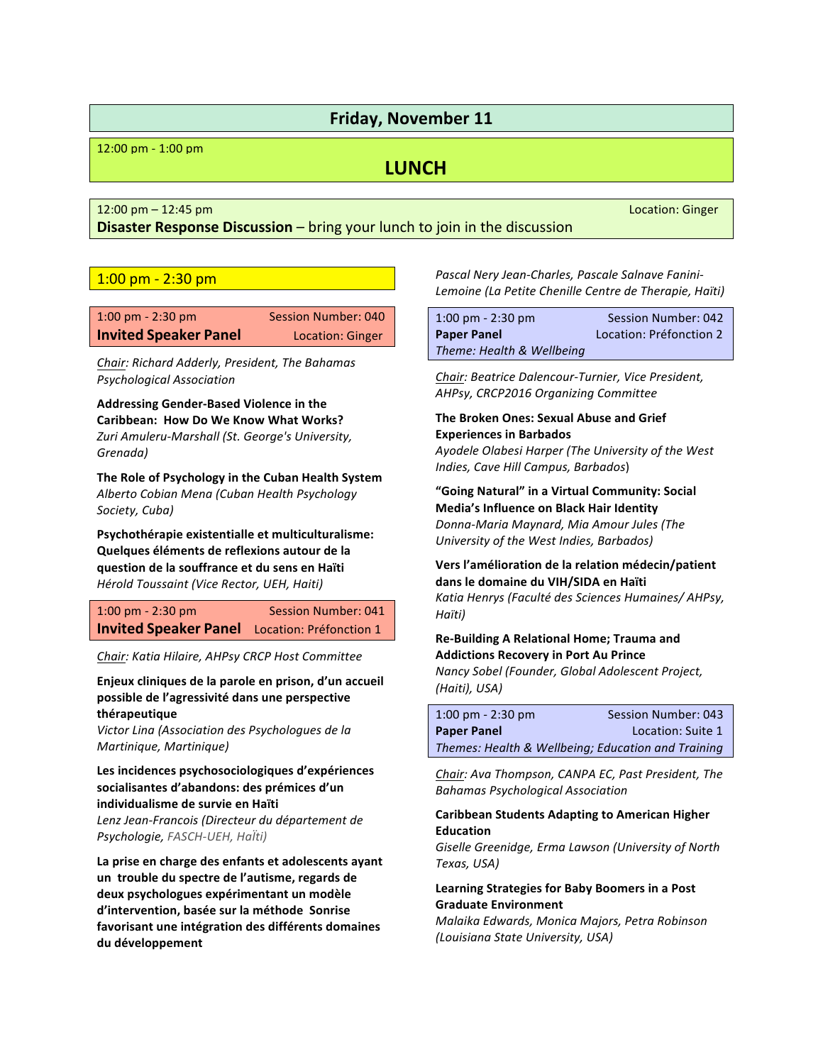## Friday, November 11

12:00 pm - 1:00 pm

### LUNCH

12:00 pm – 12:45 pm — Location: Ginger

**Disaster Response Discussion** – bring your lunch to join in the discussion

### 1:00 pm - 2:30 pm

1:00 pm - 2:30 pm — Session Number: 040

**Invited Speaker Panel** — Location: Ginger

*Chair: Richard Adderly, President, The Bahamas Psychological Association*

**Addressing Gender-Based Violence in the Caribbean: How Do We Know What Works?**
*Zuri Amuleru-Marshall (St. George's University, Grenada)*

**The Role of Psychology in the Cuban Health System**
*Alberto Cobian Mena (Cuban Health Psychology Society, Cuba)*

**Psychothérapie existentialle et multiculturalisme: Quelques éléments de reflexions autour de la question de la souffrance et du sens en Haïti**
*Hérold Toussaint (Vice Rector, UEH, Haiti)*

1:00 pm - 2:30 pm — Session Number: 041

**Invited Speaker Panel** — Location: Préfonction 1

*Chair: Katia Hilaire, AHPsy CRCP Host Committee*

**Enjeux cliniques de la parole en prison, d'un accueil possible de l'agressivité dans une perspective thérapeutique**
*Victor Lina (Association des Psychologues de la Martinique, Martinique)*

**Les incidences psychosociologiques d'expériences socialisantes d'abandons: des prémices d'un individualisme de survie en Haïti**
*Lenz Jean-Francois (Directeur du département de Psychologie, FASCH-UEH, Haïti)*

**La prise en charge des enfants et adolescents ayant un trouble du spectre de l'autisme, regards de deux psychologues expérimentant un modèle d'intervention, basée sur la méthode Sonrise favorisant une intégration des différents domaines du développement**
*Pascal Nery Jean-Charles, Pascale Salnave Fanini-Lemoine (La Petite Chenille Centre de Therapie, Haïti)*

1:00 pm - 2:30 pm — Session Number: 042

**Paper Panel** — Location: Préfonction 2

*Theme: Health & Wellbeing*

*Chair: Beatrice Dalencour-Turnier, Vice President, AHPsy, CRCP2016 Organizing Committee*

**The Broken Ones: Sexual Abuse and Grief Experiences in Barbados**
*Ayodele Olabesi Harper (The University of the West Indies, Cave Hill Campus, Barbados)*

**"Going Natural" in a Virtual Community: Social Media's Influence on Black Hair Identity**
*Donna-Maria Maynard, Mia Amour Jules (The University of the West Indies, Barbados)*

**Vers l'amélioration de la relation médecin/patient dans le domaine du VIH/SIDA en Haïti**
*Katia Henrys (Faculté des Sciences Humaines/ AHPsy, Haïti)*

**Re-Building A Relational Home; Trauma and Addictions Recovery in Port Au Prince**
*Nancy Sobel (Founder, Global Adolescent Project, (Haiti), USA)*

1:00 pm - 2:30 pm — Session Number: 043

**Paper Panel** — Location: Suite 1

*Themes: Health & Wellbeing; Education and Training*

*Chair: Ava Thompson, CANPA EC, Past President, The Bahamas Psychological Association*

**Caribbean Students Adapting to American Higher Education**
*Giselle Greenidge, Erma Lawson (University of North Texas, USA)*

**Learning Strategies for Baby Boomers in a Post Graduate Environment**
*Malaika Edwards, Monica Majors, Petra Robinson (Louisiana State University, USA)*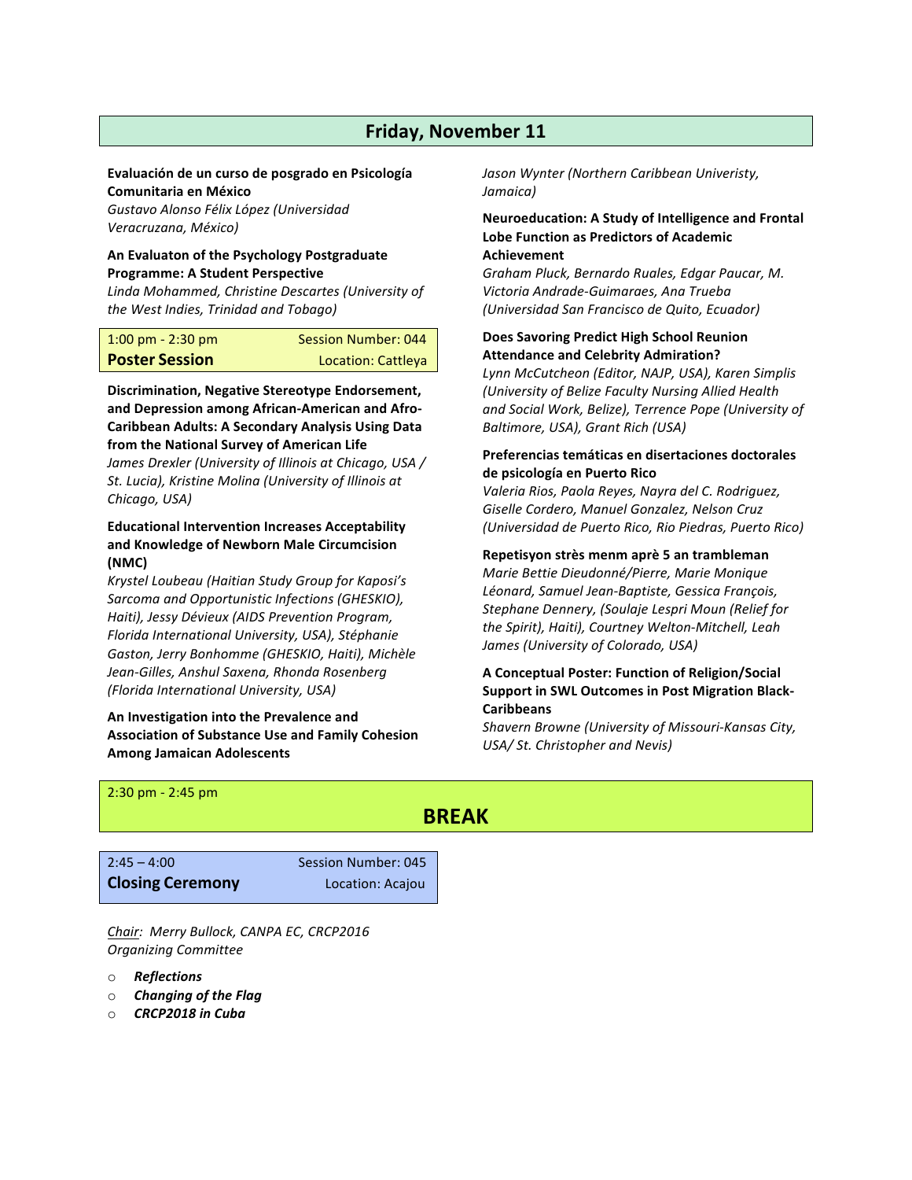## Friday, November 11

**Evaluación de un curso de posgrado en Psicología Comunitaria en México**
*Gustavo Alonso Félix López (Universidad Veracruzana, México)*

**An Evaluaton of the Psychology Postgraduate Programme: A Student Perspective**
*Linda Mohammed, Christine Descartes (University of the West Indies, Trinidad and Tobago)*

| 1:00 pm - 2:30 pm | Session Number: 044 |
|---|---|
| **Poster Session** | Location: Cattleya |

**Discrimination, Negative Stereotype Endorsement, and Depression among African-American and Afro-Caribbean Adults: A Secondary Analysis Using Data from the National Survey of American Life**
*James Drexler (University of Illinois at Chicago, USA / St. Lucia), Kristine Molina (University of Illinois at Chicago, USA)*

**Educational Intervention Increases Acceptability and Knowledge of Newborn Male Circumcision (NMC)**
*Krystel Loubeau (Haitian Study Group for Kaposi's Sarcoma and Opportunistic Infections (GHESKIO), Haiti), Jessy Dévieux (AIDS Prevention Program, Florida International University, USA), Stéphanie Gaston, Jerry Bonhomme (GHESKIO, Haiti), Michèle Jean-Gilles, Anshul Saxena, Rhonda Rosenberg (Florida International University, USA)*

**An Investigation into the Prevalence and Association of Substance Use and Family Cohesion Among Jamaican Adolescents**
*Jason Wynter (Northern Caribbean Unievristy, Jamaica)*

**Neuroeducation: A Study of Intelligence and Frontal Lobe Function as Predictors of Academic Achievement**
*Graham Pluck, Bernardo Ruales, Edgar Paucar, M. Victoria Andrade-Guimaraes, Ana Trueba (Universidad San Francisco de Quito, Ecuador)*

**Does Savoring Predict High School Reunion Attendance and Celebrity Admiration?**
*Lynn McCutcheon (Editor, NAJP, USA), Karen Simplis (University of Belize Faculty Nursing Allied Health and Social Work, Belize), Terrence Pope (University of Baltimore, USA), Grant Rich (USA)*

**Preferencias temáticas en disertaciones doctorales de psicología en Puerto Rico**
*Valeria Rios, Paola Reyes, Nayra del C. Rodriguez, Giselle Cordero, Manuel Gonzalez, Nelson Cruz (Universidad de Puerto Rico, Rio Piedras, Puerto Rico)*

**Repetisyon strès menm aprè 5 an trambleman**
*Marie Bettie Dieudonné/Pierre, Marie Monique Léonard, Samuel Jean-Baptiste, Gessica François, Stephane Dennery, (Soulaje Lespri Moun (Relief for the Spirit), Haiti), Courtney Welton-Mitchell, Leah James (University of Colorado, USA)*

**A Conceptual Poster: Function of Religion/Social Support in SWL Outcomes in Post Migration Black-Caribbeans**
*Shavern Browne (University of Missouri-Kansas City, USA/ St. Christopher and Nevis)*

2:30 pm - 2:45 pm

### BREAK

| 2:45 – 4:00 | Session Number: 045 |
|---|---|
| **Closing Ceremony** | Location: Acajou |

Chair: Merry Bullock, CANPA EC, CRCP2016 Organizing Committee

- ***Reflections***
- ***Changing of the Flag***
- ***CRCP2018 in Cuba***